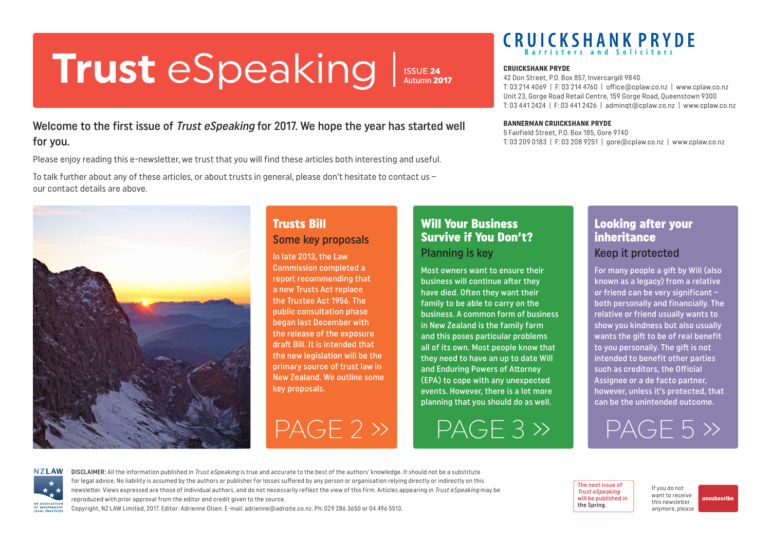# Trust eSpeaking

ISSUE **24**
Autumn **2017**

**CRUICKSHANK PRYDE**
Barristers and Solicitors

**CRUICKSHANK PRYDE**
42 Don Street, P.O. Box 857, Invercargill 9840
T: 03 214 4069 | F: 03 214 4760 | office@cplaw.co.nz | www.cplaw.co.nz
Unit 23, Gorge Road Retail Centre, 159 Gorge Road, Queenstown 9300
T: 03 441 2424 | F: 03 441 2426 | adminqt@cplaw.co.nz | www.cplaw.co.nz

**BANNERMAN CRUICKSHANK PRYDE**
5 Fairfield Street, P.O. Box 185, Gore 9740
T: 03 209 0183 | F: 03 208 9251 | gore@cplaw.co.nz | www.cplaw.co.nz

Welcome to the first issue of *Trust eSpeaking* for 2017. We hope the year has started well for you.

Please enjoy reading this e-newsletter, we trust that you will find these articles both interesting and useful.

To talk further about any of these articles, or about trusts in general, please don't hesitate to contact us – our contact details are above.

## Trusts Bill

### Some key proposals

In late 2013, the Law Commission completed a report recommending that a new Trusts Act replace the Trustee Act 1956. The public consultation phase began last December with the release of the exposure draft Bill. It is intended that the new legislation will be the primary source of trust law in New Zealand. We outline some key proposals.

PAGE 2 »

## Will Your Business Survive if You Don't?

### Planning is key

Most owners want to ensure their business will continue after they have died. Often they want their family to be able to carry on the business. A common form of business in New Zealand is the family farm and this poses particular problems all of its own. Most people know that they need to have an up to date Will and Enduring Powers of Attorney (EPA) to cope with any unexpected events. However, there is a lot more planning that you should do as well.

PAGE 3 »

## Looking after your inheritance

### Keep it protected

For many people a gift by Will (also known as a legacy) from a relative or friend can be very significant – both personally and financially. The relative or friend usually wants to show you kindness but also usually wants the gift to be of real benefit to you personally. The gift is not intended to benefit other parties such as creditors, the Official Assignee or a de facto partner, however, unless it's protected, that can be the unintended outcome.

PAGE 5 »

NZLAW
AN ASSOCIATION OF INDEPENDENT LEGAL PRACTICES

**DISCLAIMER:** All the information published in *Trust eSpeaking* is true and accurate to the best of the authors' knowledge. It should not be a substitute for legal advice. No liability is assumed by the authors or publisher for losses suffered by any person or organisation relying directly or indirectly on this newsletter. Views expressed are those of individual authors, and do not necessarily reflect the view of this firm. Articles appearing in *Trust eSpeaking* may be reproduced with prior approval from the editor and credit given to the source.
Copyright, NZ LAW Limited, 2017. Editor: Adrienne Olsen. E-mail: adrienne@adroite.co.nz. Ph: 029 286 3650 or 04 496 5513.

The next issue of *Trust eSpeaking* will be published in the Spring.

If you do not want to receive this newsletter anymore, please **unsubscribe**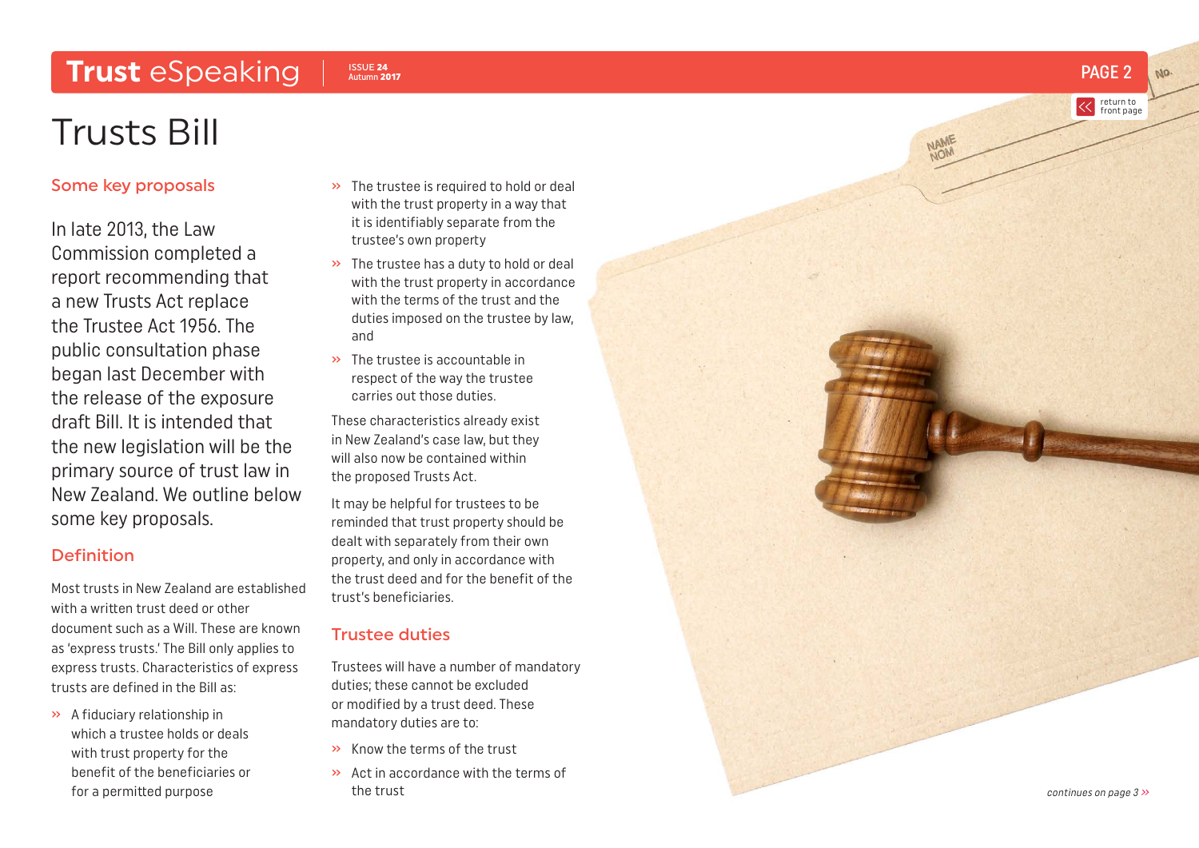# Trusts Bill

## Some key proposals

In late 2013, the Law Commission completed a report recommending that a new Trusts Act replace the Trustee Act 1956. The public consultation phase began last December with the release of the exposure draft Bill. It is intended that the new legislation will be the primary source of trust law in New Zealand. We outline below some key proposals.

## Definition

Most trusts in New Zealand are established with a written trust deed or other document such as a Will. These are known as 'express trusts.' The Bill only applies to express trusts. Characteristics of express trusts are defined in the Bill as:

- A fiduciary relationship in which a trustee holds or deals with trust property for the benefit of the beneficiaries or for a permitted purpose
- The trustee is required to hold or deal with the trust property in a way that it is identifiably separate from the trustee's own property
- The trustee has a duty to hold or deal with the trust property in accordance with the terms of the trust and the duties imposed on the trustee by law, and
- The trustee is accountable in respect of the way the trustee carries out those duties.

These characteristics already exist in New Zealand's case law, but they will also now be contained within the proposed Trusts Act.

It may be helpful for trustees to be reminded that trust property should be dealt with separately from their own property, and only in accordance with the trust deed and for the benefit of the trust's beneficiaries.

## Trustee duties

Trustees will have a number of mandatory duties; these cannot be excluded or modified by a trust deed. These mandatory duties are to:

- Know the terms of the trust
- Act in accordance with the terms of the trust

*continues on page 3 »*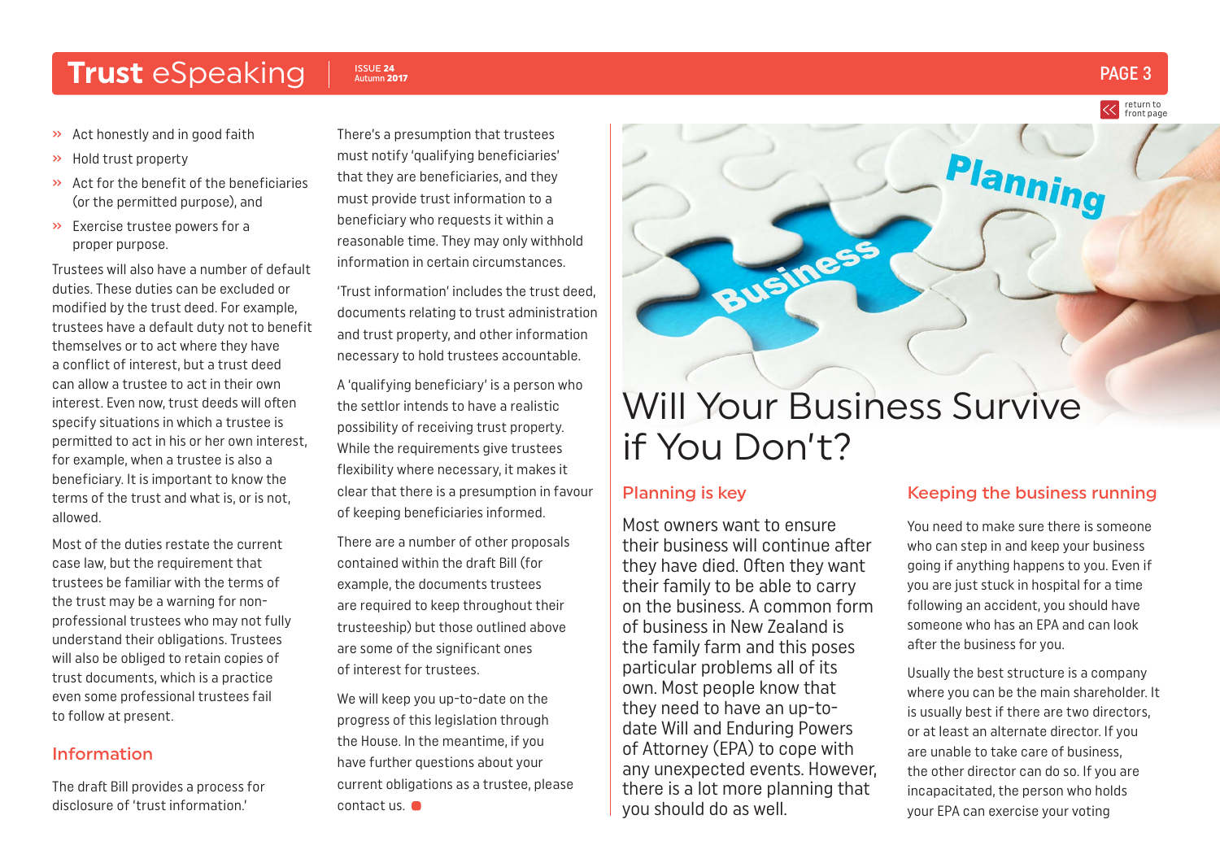- Act honestly and in good faith
- Hold trust property
- Act for the benefit of the beneficiaries (or the permitted purpose), and
- Exercise trustee powers for a proper purpose.

Trustees will also have a number of default duties. These duties can be excluded or modified by the trust deed. For example, trustees have a default duty not to benefit themselves or to act where they have a conflict of interest, but a trust deed can allow a trustee to act in their own interest. Even now, trust deeds will often specify situations in which a trustee is permitted to act in his or her own interest, for example, when a trustee is also a beneficiary. It is important to know the terms of the trust and what is, or is not, allowed.

Most of the duties restate the current case law, but the requirement that trustees be familiar with the terms of the trust may be a warning for non-professional trustees who may not fully understand their obligations. Trustees will also be obliged to retain copies of trust documents, which is a practice even some professional trustees fail to follow at present.

## Information

The draft Bill provides a process for disclosure of 'trust information.'

There's a presumption that trustees must notify 'qualifying beneficiaries' that they are beneficiaries, and they must provide trust information to a beneficiary who requests it within a reasonable time. They may only withhold information in certain circumstances.

'Trust information' includes the trust deed, documents relating to trust administration and trust property, and other information necessary to hold trustees accountable.

A 'qualifying beneficiary' is a person who the settlor intends to have a realistic possibility of receiving trust property. While the requirements give trustees flexibility where necessary, it makes it clear that there is a presumption in favour of keeping beneficiaries informed.

There are a number of other proposals contained within the draft Bill (for example, the documents trustees are required to keep throughout their trusteeship) but those outlined above are some of the significant ones of interest for trustees.

We will keep you up-to-date on the progress of this legislation through the House. In the meantime, if you have further questions about your current obligations as a trustee, please contact us.

# Will Your Business Survive if You Don't?

## Planning is key

Most owners want to ensure their business will continue after they have died. Often they want their family to be able to carry on the business. A common form of business in New Zealand is the family farm and this poses particular problems all of its own. Most people know that they need to have an up-to-date Will and Enduring Powers of Attorney (EPA) to cope with any unexpected events. However, there is a lot more planning that you should do as well.

## Keeping the business running

You need to make sure there is someone who can step in and keep your business going if anything happens to you. Even if you are just stuck in hospital for a time following an accident, you should have someone who has an EPA and can look after the business for you.

Usually the best structure is a company where you can be the main shareholder. It is usually best if there are two directors, or at least an alternate director. If you are unable to take care of business, the other director can do so. If you are incapacitated, the person who holds your EPA can exercise your voting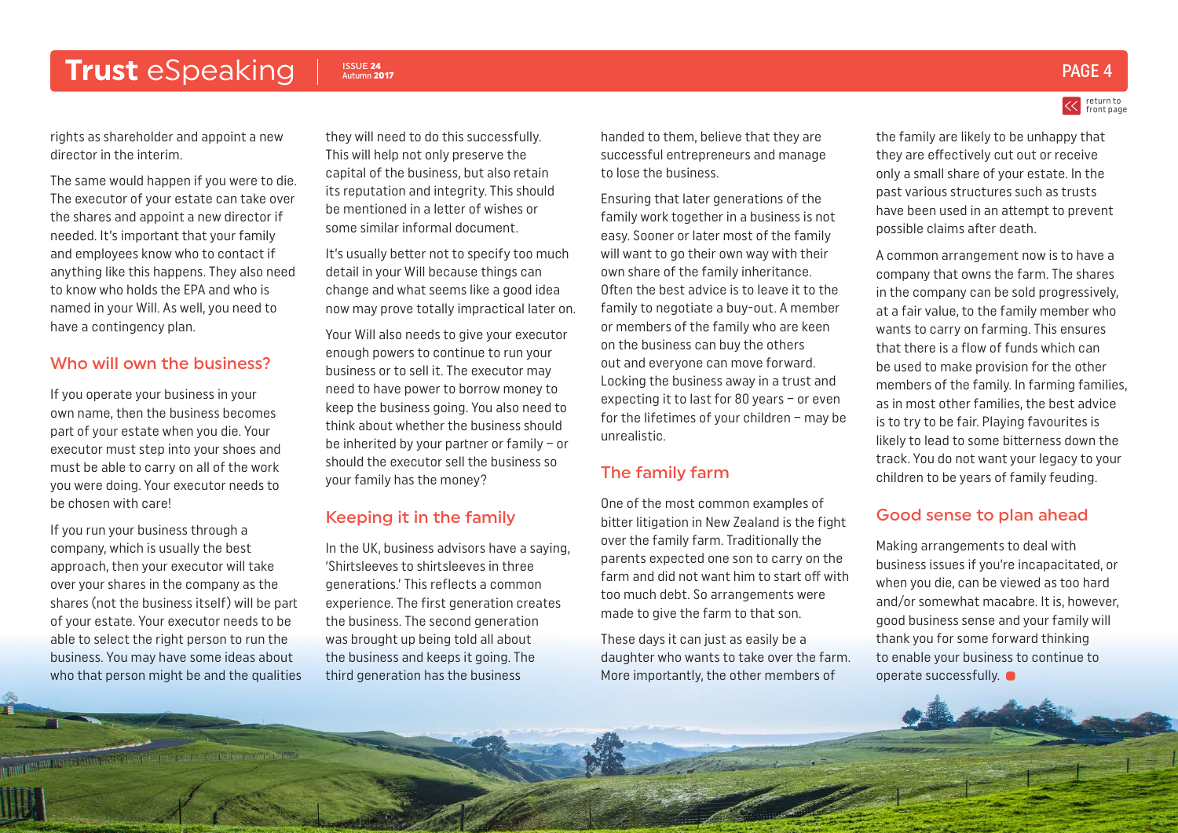rights as shareholder and appoint a new director in the interim.

The same would happen if you were to die. The executor of your estate can take over the shares and appoint a new director if needed. It's important that your family and employees know who to contact if anything like this happens. They also need to know who holds the EPA and who is named in your Will. As well, you need to have a contingency plan.

## Who will own the business?

If you operate your business in your own name, then the business becomes part of your estate when you die. Your executor must step into your shoes and must be able to carry on all of the work you were doing. Your executor needs to be chosen with care!

If you run your business through a company, which is usually the best approach, then your executor will take over your shares in the company as the shares (not the business itself) will be part of your estate. Your executor needs to be able to select the right person to run the business. You may have some ideas about who that person might be and the qualities they will need to do this successfully. This will help not only preserve the capital of the business, but also retain its reputation and integrity. This should be mentioned in a letter of wishes or some similar informal document.

It's usually better not to specify too much detail in your Will because things can change and what seems like a good idea now may prove totally impractical later on.

Your Will also needs to give your executor enough powers to continue to run your business or to sell it. The executor may need to have power to borrow money to keep the business going. You also need to think about whether the business should be inherited by your partner or family – or should the executor sell the business so your family has the money?

## Keeping it in the family

In the UK, business advisors have a saying, 'Shirtsleeves to shirtsleeves in three generations.' This reflects a common experience. The first generation creates the business. The second generation was brought up being told all about the business and keeps it going. The third generation has the business handed to them, believe that they are successful entrepreneurs and manage to lose the business.

Ensuring that later generations of the family work together in a business is not easy. Sooner or later most of the family will want to go their own way with their own share of the family inheritance. Often the best advice is to leave it to the family to negotiate a buy-out. A member or members of the family who are keen on the business can buy the others out and everyone can move forward. Locking the business away in a trust and expecting it to last for 80 years – or even for the lifetimes of your children – may be unrealistic.

## The family farm

One of the most common examples of bitter litigation in New Zealand is the fight over the family farm. Traditionally the parents expected one son to carry on the farm and did not want him to start off with too much debt. So arrangements were made to give the farm to that son.

These days it can just as easily be a daughter who wants to take over the farm. More importantly, the other members of the family are likely to be unhappy that they are effectively cut out or receive only a small share of your estate. In the past various structures such as trusts have been used in an attempt to prevent possible claims after death.

A common arrangement now is to have a company that owns the farm. The shares in the company can be sold progressively, at a fair value, to the family member who wants to carry on farming. This ensures that there is a flow of funds which can be used to make provision for the other members of the family. In farming families, as in most other families, the best advice is to try to be fair. Playing favourites is likely to lead to some bitterness down the track. You do not want your legacy to your children to be years of family feuding.

## Good sense to plan ahead

Making arrangements to deal with business issues if you're incapacitated, or when you die, can be viewed as too hard and/or somewhat macabre. It is, however, good business sense and your family will thank you for some forward thinking to enable your business to continue to operate successfully.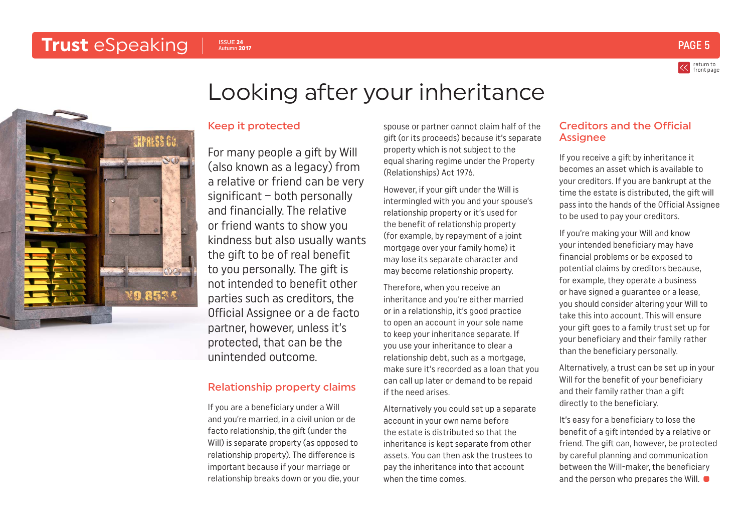# Looking after your inheritance

## Keep it protected

For many people a gift by Will (also known as a legacy) from a relative or friend can be very significant – both personally and financially. The relative or friend wants to show you kindness but also usually wants the gift to be of real benefit to you personally. The gift is not intended to benefit other parties such as creditors, the Official Assignee or a de facto partner, however, unless it's protected, that can be the unintended outcome.

## Relationship property claims

If you are a beneficiary under a Will and you're married, in a civil union or de facto relationship, the gift (under the Will) is separate property (as opposed to relationship property). The difference is important because if your marriage or relationship breaks down or you die, your spouse or partner cannot claim half of the gift (or its proceeds) because it's separate property which is not subject to the equal sharing regime under the Property (Relationships) Act 1976.

However, if your gift under the Will is intermingled with you and your spouse's relationship property or it's used for the benefit of relationship property (for example, by repayment of a joint mortgage over your family home) it may lose its separate character and may become relationship property.

Therefore, when you receive an inheritance and you're either married or in a relationship, it's good practice to open an account in your sole name to keep your inheritance separate. If you use your inheritance to clear a relationship debt, such as a mortgage, make sure it's recorded as a loan that you can call up later or demand to be repaid if the need arises.

Alternatively you could set up a separate account in your own name before the estate is distributed so that the inheritance is kept separate from other assets. You can then ask the trustees to pay the inheritance into that account when the time comes.

## Creditors and the Official Assignee

If you receive a gift by inheritance it becomes an asset which is available to your creditors. If you are bankrupt at the time the estate is distributed, the gift will pass into the hands of the Official Assignee to be used to pay your creditors.

If you're making your Will and know your intended beneficiary may have financial problems or be exposed to potential claims by creditors because, for example, they operate a business or have signed a guarantee or a lease, you should consider altering your Will to take this into account. This will ensure your gift goes to a family trust set up for your beneficiary and their family rather than the beneficiary personally.

Alternatively, a trust can be set up in your Will for the benefit of your beneficiary and their family rather than a gift directly to the beneficiary.

It's easy for a beneficiary to lose the benefit of a gift intended by a relative or friend. The gift can, however, be protected by careful planning and communication between the Will-maker, the beneficiary and the person who prepares the Will.